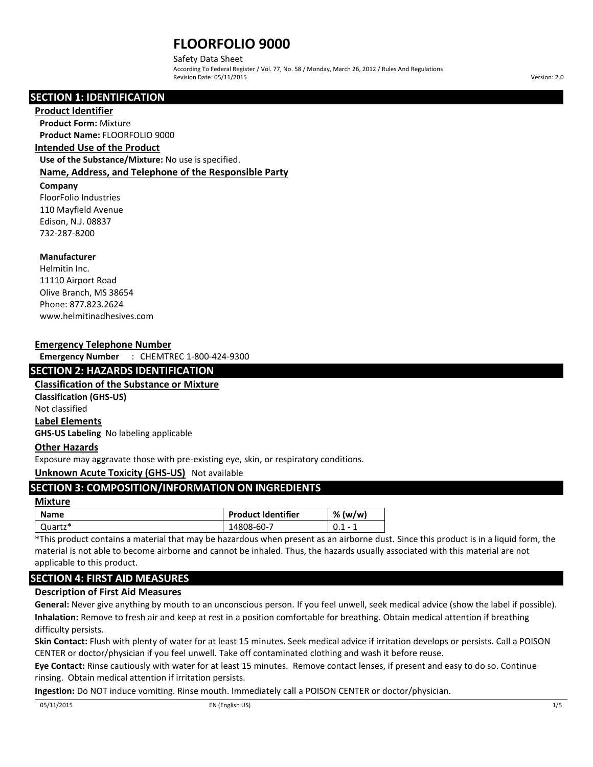# FLOORFOLIO 9000

Safety Data Sheet

According To Federal Register / Vol. 77, No. 58 / Monday, March 26, 2012 / Rules And Regulations

Revision Date: 05/11/2015 Version: 2.0

## SECTION 1: IDENTIFICATION

### Product Identifier

**Product Form:** Mixture

**Product Name:** FLOORFOLIO 9000

### Intended Use of the Product

**Use of the Substance/Mixture:** No use is specified.

### Name, Address, and Telephone of the Responsible Party

**Company**

FloorFolio Industries
110 Mayfield Avenue
Edison, N.J. 08837
732-287-8200

**Manufacturer**

Helmitin Inc.
11110 Airport Road
Olive Branch, MS 38654
Phone: 877.823.2624
www.helmitinadhesives.com

### Emergency Telephone Number

**Emergency Number** : CHEMTREC 1-800-424-9300

## SECTION 2: HAZARDS IDENTIFICATION

### Classification of the Substance or Mixture

**Classification (GHS-US)**

Not classified

### Label Elements

**GHS-US Labeling** No labeling applicable

### Other Hazards

Exposure may aggravate those with pre-existing eye, skin, or respiratory conditions.

**Unknown Acute Toxicity (GHS-US)** Not available

## SECTION 3: COMPOSITION/INFORMATION ON INGREDIENTS

### Mixture

| Name | Product Identifier | % (w/w) |
|---|---|---|
| Quartz* | 14808-60-7 | 0.1 - 1 |

*This product contains a material that may be hazardous when present as an airborne dust. Since this product is in a liquid form, the material is not able to become airborne and cannot be inhaled. Thus, the hazards usually associated with this material are not applicable to this product.

## SECTION 4: FIRST AID MEASURES

### Description of First Aid Measures

**General:** Never give anything by mouth to an unconscious person. If you feel unwell, seek medical advice (show the label if possible).

**Inhalation:** Remove to fresh air and keep at rest in a position comfortable for breathing. Obtain medical attention if breathing difficulty persists.

**Skin Contact:** Flush with plenty of water for at least 15 minutes. Seek medical advice if irritation develops or persists. Call a POISON CENTER or doctor/physician if you feel unwell. Take off contaminated clothing and wash it before reuse.

**Eye Contact:** Rinse cautiously with water for at least 15 minutes. Remove contact lenses, if present and easy to do so. Continue rinsing. Obtain medical attention if irritation persists.

**Ingestion:** Do NOT induce vomiting. Rinse mouth. Immediately call a POISON CENTER or doctor/physician.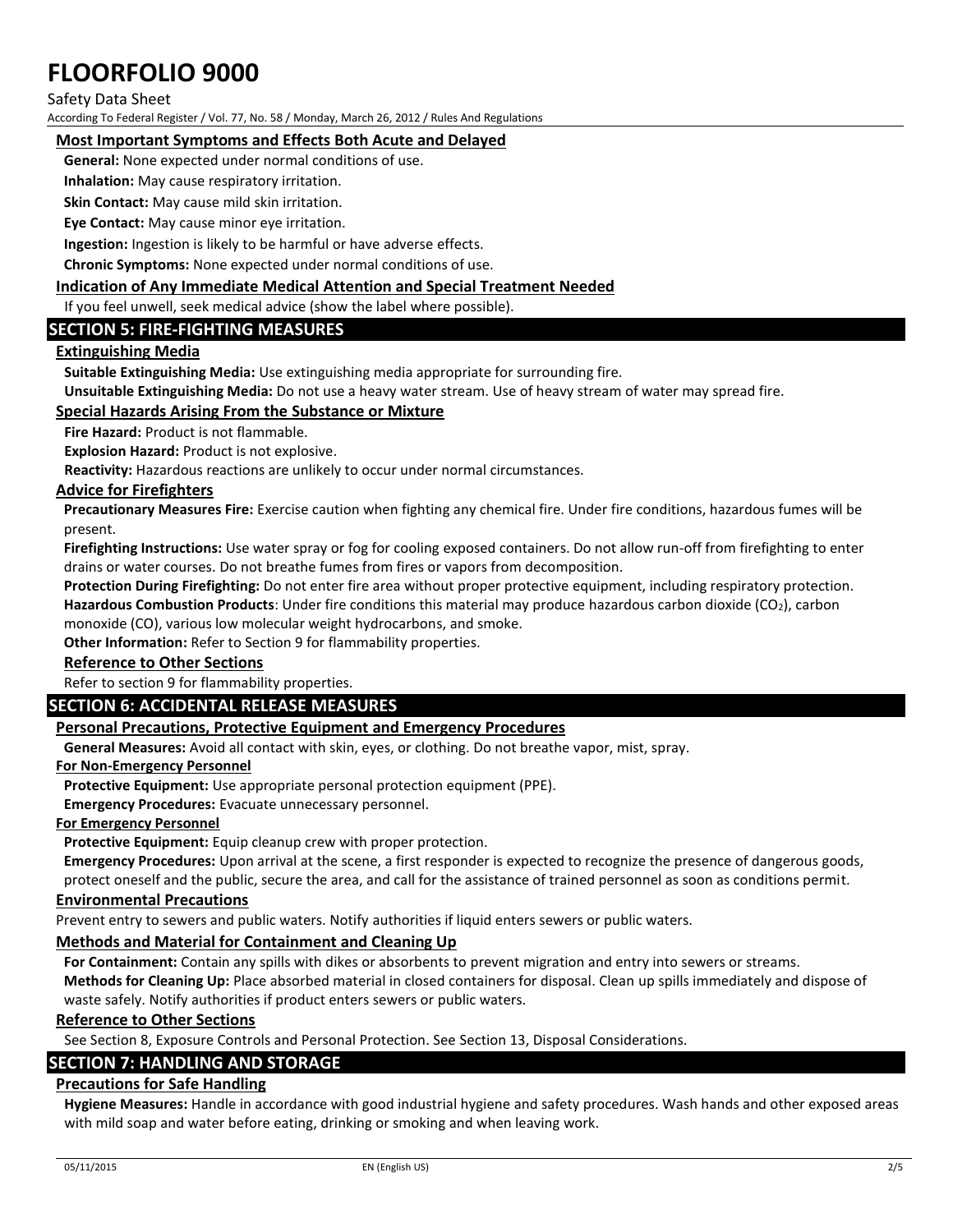### Most Important Symptoms and Effects Both Acute and Delayed

**General:** None expected under normal conditions of use.

**Inhalation:** May cause respiratory irritation.

**Skin Contact:** May cause mild skin irritation.

**Eye Contact:** May cause minor eye irritation.

**Ingestion:** Ingestion is likely to be harmful or have adverse effects.

**Chronic Symptoms:** None expected under normal conditions of use.

### Indication of Any Immediate Medical Attention and Special Treatment Needed

If you feel unwell, seek medical advice (show the label where possible).

## SECTION 5: FIRE-FIGHTING MEASURES

### Extinguishing Media

**Suitable Extinguishing Media:** Use extinguishing media appropriate for surrounding fire.

**Unsuitable Extinguishing Media:** Do not use a heavy water stream. Use of heavy stream of water may spread fire.

### Special Hazards Arising From the Substance or Mixture

**Fire Hazard:** Product is not flammable.

**Explosion Hazard:** Product is not explosive.

**Reactivity:** Hazardous reactions are unlikely to occur under normal circumstances.

### Advice for Firefighters

**Precautionary Measures Fire:** Exercise caution when fighting any chemical fire. Under fire conditions, hazardous fumes will be present.

**Firefighting Instructions:** Use water spray or fog for cooling exposed containers. Do not allow run-off from firefighting to enter drains or water courses. Do not breathe fumes from fires or vapors from decomposition.

**Protection During Firefighting:** Do not enter fire area without proper protective equipment, including respiratory protection.

**Hazardous Combustion Products**: Under fire conditions this material may produce hazardous carbon dioxide ($CO_2$), carbon monoxide (CO), various low molecular weight hydrocarbons, and smoke.

**Other Information:** Refer to Section 9 for flammability properties.

### Reference to Other Sections

Refer to section 9 for flammability properties.

## SECTION 6: ACCIDENTAL RELEASE MEASURES

### Personal Precautions, Protective Equipment and Emergency Procedures

**General Measures:** Avoid all contact with skin, eyes, or clothing. Do not breathe vapor, mist, spray.

#### For Non-Emergency Personnel

**Protective Equipment:** Use appropriate personal protection equipment (PPE).

**Emergency Procedures:** Evacuate unnecessary personnel.

#### For Emergency Personnel

**Protective Equipment:** Equip cleanup crew with proper protection.

**Emergency Procedures:** Upon arrival at the scene, a first responder is expected to recognize the presence of dangerous goods, protect oneself and the public, secure the area, and call for the assistance of trained personnel as soon as conditions permit.

### Environmental Precautions

Prevent entry to sewers and public waters. Notify authorities if liquid enters sewers or public waters.

### Methods and Material for Containment and Cleaning Up

**For Containment:** Contain any spills with dikes or absorbents to prevent migration and entry into sewers or streams.

**Methods for Cleaning Up:** Place absorbed material in closed containers for disposal. Clean up spills immediately and dispose of waste safely. Notify authorities if product enters sewers or public waters.

### Reference to Other Sections

See Section 8, Exposure Controls and Personal Protection. See Section 13, Disposal Considerations.

## SECTION 7: HANDLING AND STORAGE

### Precautions for Safe Handling

**Hygiene Measures:** Handle in accordance with good industrial hygiene and safety procedures. Wash hands and other exposed areas with mild soap and water before eating, drinking or smoking and when leaving work.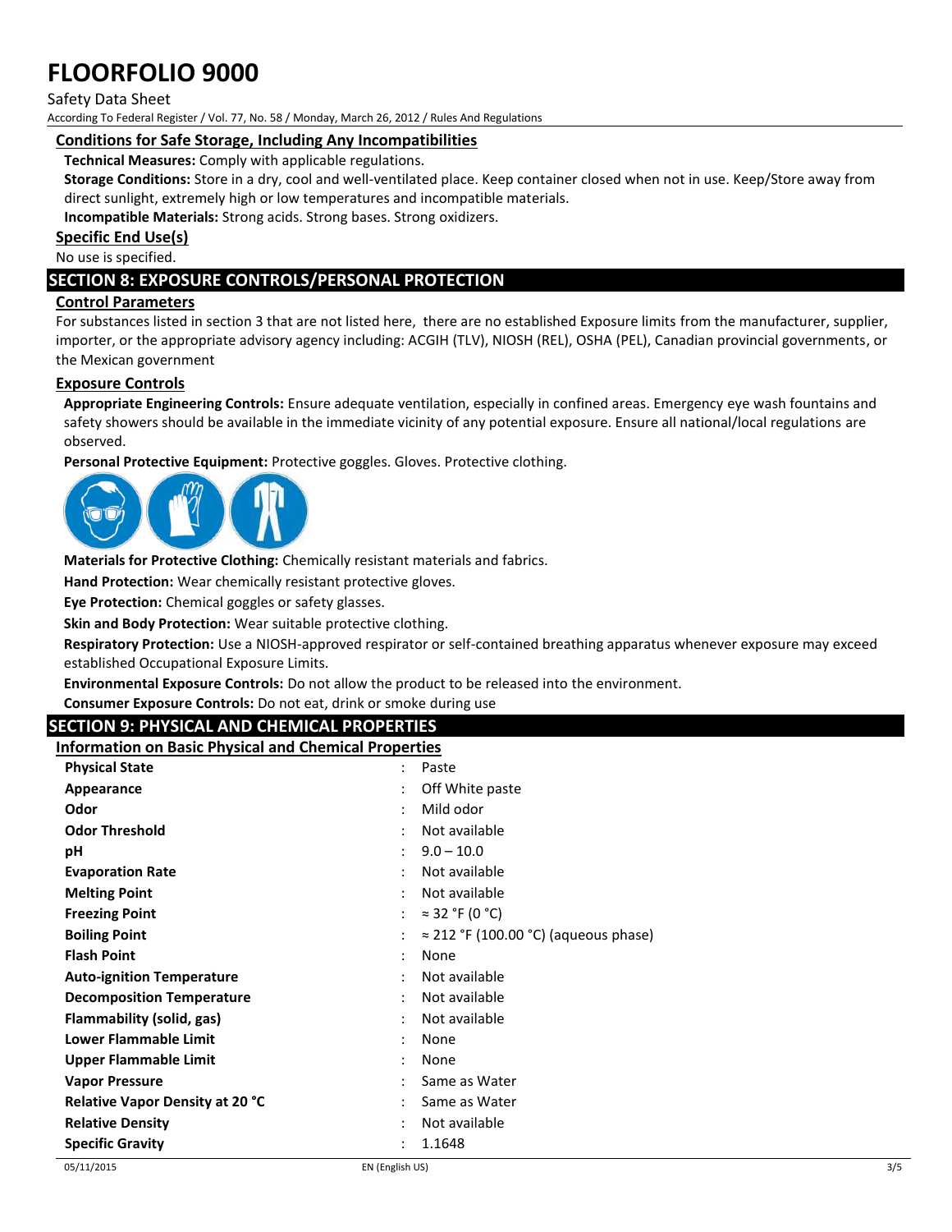### Conditions for Safe Storage, Including Any Incompatibilities

**Technical Measures:** Comply with applicable regulations.

**Storage Conditions:** Store in a dry, cool and well-ventilated place. Keep container closed when not in use. Keep/Store away from direct sunlight, extremely high or low temperatures and incompatible materials.

**Incompatible Materials:** Strong acids. Strong bases. Strong oxidizers.

### Specific End Use(s)

No use is specified.

## SECTION 8: EXPOSURE CONTROLS/PERSONAL PROTECTION

### Control Parameters

For substances listed in section 3 that are not listed here, there are no established Exposure limits from the manufacturer, supplier, importer, or the appropriate advisory agency including: ACGIH (TLV), NIOSH (REL), OSHA (PEL), Canadian provincial governments, or the Mexican government

### Exposure Controls

**Appropriate Engineering Controls:** Ensure adequate ventilation, especially in confined areas. Emergency eye wash fountains and safety showers should be available in the immediate vicinity of any potential exposure. Ensure all national/local regulations are observed.

**Personal Protective Equipment:** Protective goggles. Gloves. Protective clothing.

**Materials for Protective Clothing:** Chemically resistant materials and fabrics.

**Hand Protection:** Wear chemically resistant protective gloves.

**Eye Protection:** Chemical goggles or safety glasses.

**Skin and Body Protection:** Wear suitable protective clothing.

**Respiratory Protection:** Use a NIOSH-approved respirator or self-contained breathing apparatus whenever exposure may exceed established Occupational Exposure Limits.

**Environmental Exposure Controls:** Do not allow the product to be released into the environment.

**Consumer Exposure Controls:** Do not eat, drink or smoke during use

## SECTION 9: PHYSICAL AND CHEMICAL PROPERTIES

### Information on Basic Physical and Chemical Properties

| Property | | Value |
|---|---|---|
| **Physical State** | : | Paste |
| **Appearance** | : | Off White paste |
| **Odor** | : | Mild odor |
| **Odor Threshold** | : | Not available |
| **pH** | : | 9.0 – 10.0 |
| **Evaporation Rate** | : | Not available |
| **Melting Point** | : | Not available |
| **Freezing Point** | : | ≈ 32 °F (0 °C) |
| **Boiling Point** | : | ≈ 212 °F (100.00 °C) (aqueous phase) |
| **Flash Point** | : | None |
| **Auto-ignition Temperature** | : | Not available |
| **Decomposition Temperature** | : | Not available |
| **Flammability (solid, gas)** | : | Not available |
| **Lower Flammable Limit** | : | None |
| **Upper Flammable Limit** | : | None |
| **Vapor Pressure** | : | Same as Water |
| **Relative Vapor Density at 20 °C** | : | Same as Water |
| **Relative Density** | : | Not available |
| **Specific Gravity** | : | 1.1648 |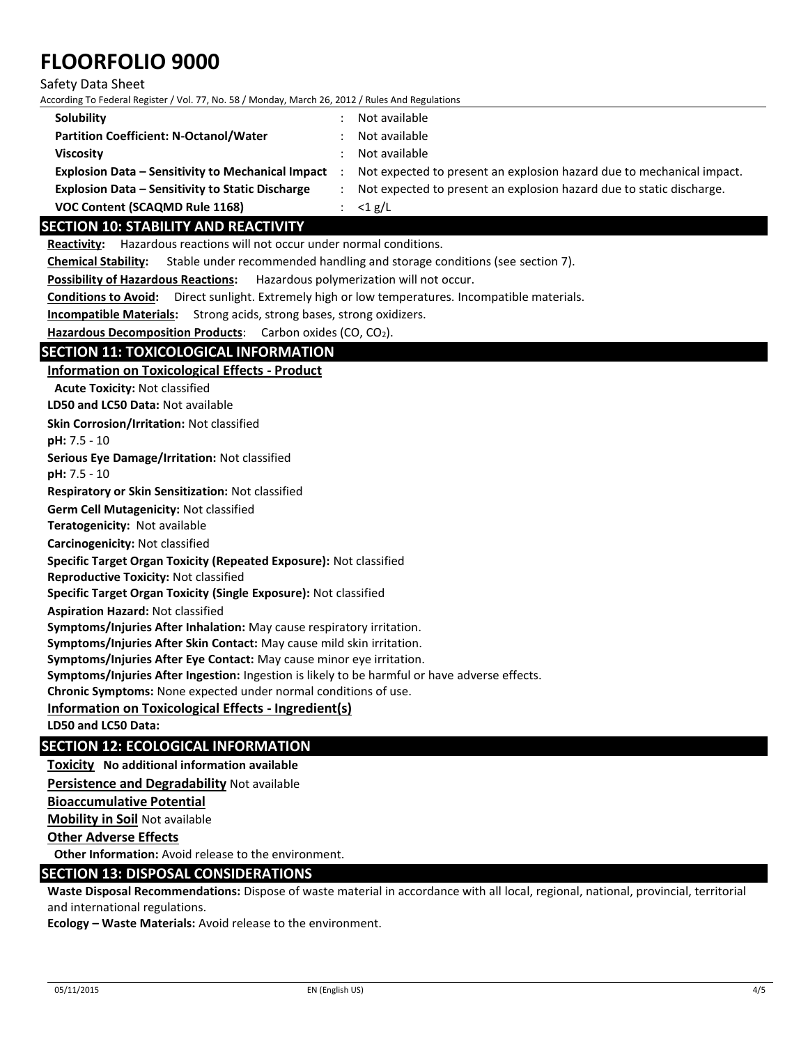| | | |
|---|---|---|
| **Solubility** | : | Not available |
| **Partition Coefficient: N-Octanol/Water** | : | Not available |
| **Viscosity** | : | Not available |
| **Explosion Data – Sensitivity to Mechanical Impact** | : | Not expected to present an explosion hazard due to mechanical impact. |
| **Explosion Data – Sensitivity to Static Discharge** | : | Not expected to present an explosion hazard due to static discharge. |
| **VOC Content (SCAQMD Rule 1168)** | : | <1 g/L |

## SECTION 10: STABILITY AND REACTIVITY

**Reactivity:** Hazardous reactions will not occur under normal conditions.

**Chemical Stability:** Stable under recommended handling and storage conditions (see section 7).

**Possibility of Hazardous Reactions:** Hazardous polymerization will not occur.

**Conditions to Avoid:** Direct sunlight. Extremely high or low temperatures. Incompatible materials.

**Incompatible Materials:** Strong acids, strong bases, strong oxidizers.

**Hazardous Decomposition Products**: Carbon oxides (CO, $CO_2$).

## SECTION 11: TOXICOLOGICAL INFORMATION

### Information on Toxicological Effects - Product

**Acute Toxicity:** Not classified

**LD50 and LC50 Data:** Not available

**Skin Corrosion/Irritation:** Not classified

**pH:** 7.5 - 10

**Serious Eye Damage/Irritation:** Not classified

**pH:** 7.5 - 10

**Respiratory or Skin Sensitization:** Not classified

**Germ Cell Mutagenicity:** Not classified

**Teratogenicity:** Not available

**Carcinogenicity:** Not classified

**Specific Target Organ Toxicity (Repeated Exposure):** Not classified

**Reproductive Toxicity:** Not classified

**Specific Target Organ Toxicity (Single Exposure):** Not classified

**Aspiration Hazard:** Not classified

**Symptoms/Injuries After Inhalation:** May cause respiratory irritation.

**Symptoms/Injuries After Skin Contact:** May cause mild skin irritation.

**Symptoms/Injuries After Eye Contact:** May cause minor eye irritation.

**Symptoms/Injuries After Ingestion:** Ingestion is likely to be harmful or have adverse effects.

**Chronic Symptoms:** None expected under normal conditions of use.

### Information on Toxicological Effects - Ingredient(s)

**LD50 and LC50 Data:**

## SECTION 12: ECOLOGICAL INFORMATION

**Toxicity** **No additional information available**

**Persistence and Degradability** Not available

**Bioaccumulative Potential**

**Mobility in Soil** Not available

**Other Adverse Effects**

**Other Information:** Avoid release to the environment.

## SECTION 13: DISPOSAL CONSIDERATIONS

**Waste Disposal Recommendations:** Dispose of waste material in accordance with all local, regional, national, provincial, territorial and international regulations.

**Ecology – Waste Materials:** Avoid release to the environment.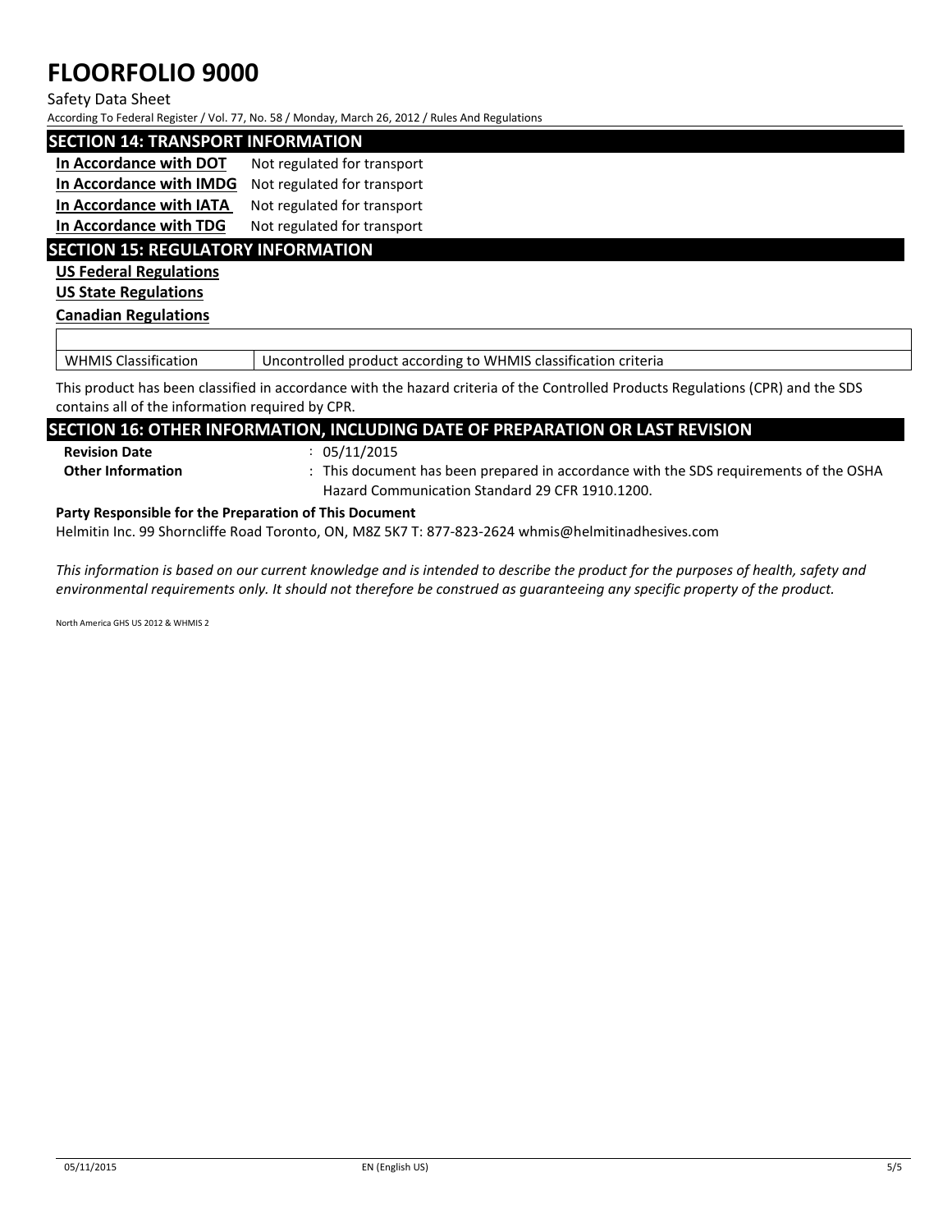# FLOORFOLIO 9000

Safety Data Sheet

According To Federal Register / Vol. 77, No. 58 / Monday, March 26, 2012 / Rules And Regulations

## SECTION 14: TRANSPORT INFORMATION

| | |
|---|---|
| **In Accordance with DOT** | Not regulated for transport |
| **In Accordance with IMDG** | Not regulated for transport |
| **In Accordance with IATA** | Not regulated for transport |
| **In Accordance with TDG** | Not regulated for transport |

## SECTION 15: REGULATORY INFORMATION

**US Federal Regulations**

**US State Regulations**

**Canadian Regulations**

| | |
|---|---|
| WHMIS Classification | Uncontrolled product according to WHMIS classification criteria |

This product has been classified in accordance with the hazard criteria of the Controlled Products Regulations (CPR) and the SDS contains all of the information required by CPR.

## SECTION 16: OTHER INFORMATION, INCLUDING DATE OF PREPARATION OR LAST REVISION

**Revision Date** : 05/11/2015

**Other Information** : This document has been prepared in accordance with the SDS requirements of the OSHA Hazard Communication Standard 29 CFR 1910.1200.

**Party Responsible for the Preparation of This Document**

Helmitin Inc. 99 Shorncliffe Road Toronto, ON, M8Z 5K7 T: 877-823-2624 whmis@helmitinadhesives.com

*This information is based on our current knowledge and is intended to describe the product for the purposes of health, safety and environmental requirements only. It should not therefore be construed as guaranteeing any specific property of the product.*

North America GHS US 2012 & WHMIS 2